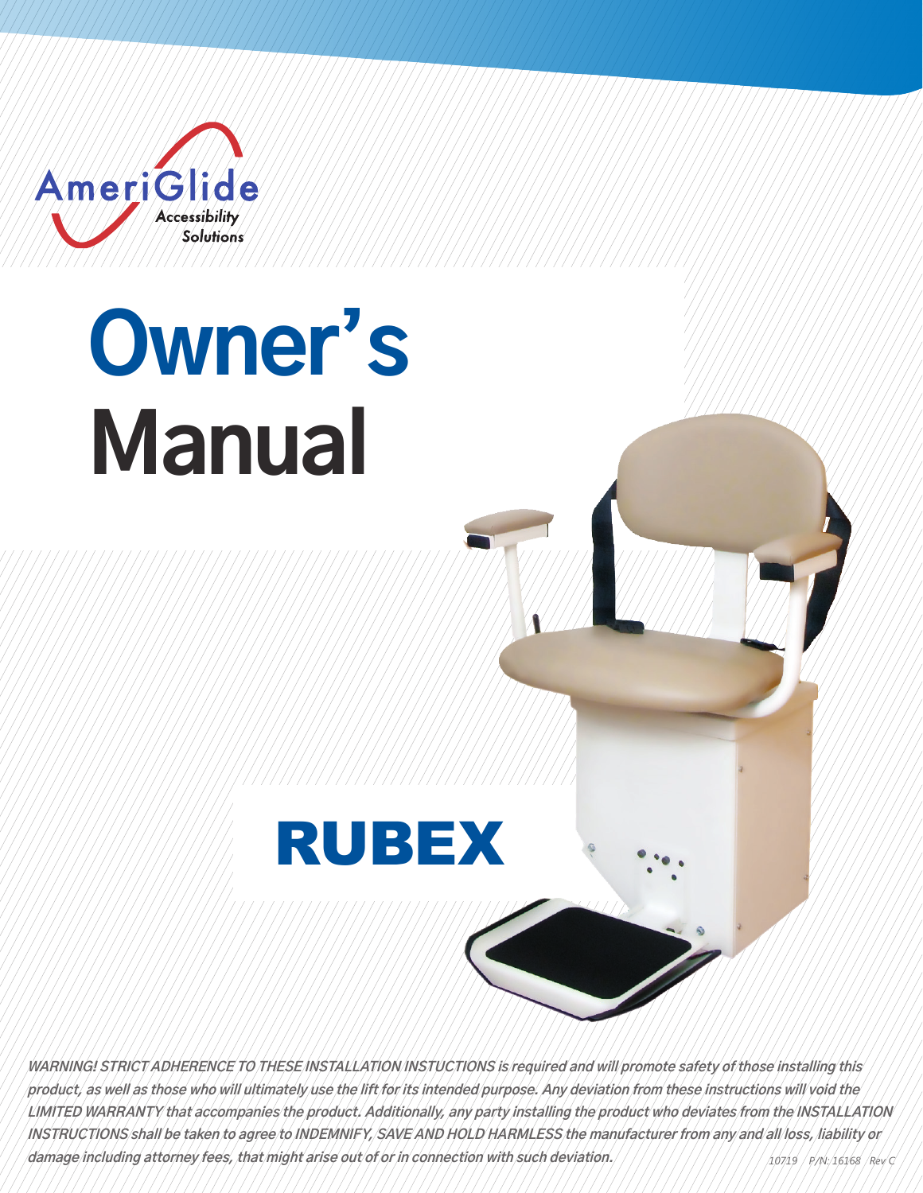AmeriGlide

Accessibility Solutions

# Owner's Manual

## RUBEX

*WARNING! STRICT ADHERENCE TO THESE INSTALLATION INSTUCTIONS is required and will promote safety of those installing this product, as well as those who will ultimately use the lift for its intended purpose. Any deviation from these instructions will void the LIMITED WARRANTY that accompanies the product. Additionally, any party installing the product who deviates from the INSTALLATION INSTRUCTIONS shall be taken to agree to INDEMNIFY, SAVE AND HOLD HARMLESS the manufacturer from any and all loss, liability or damage including attorney fees, that might arise out of or in connection with such deviation.*

10719 P/N: 16168 Rev C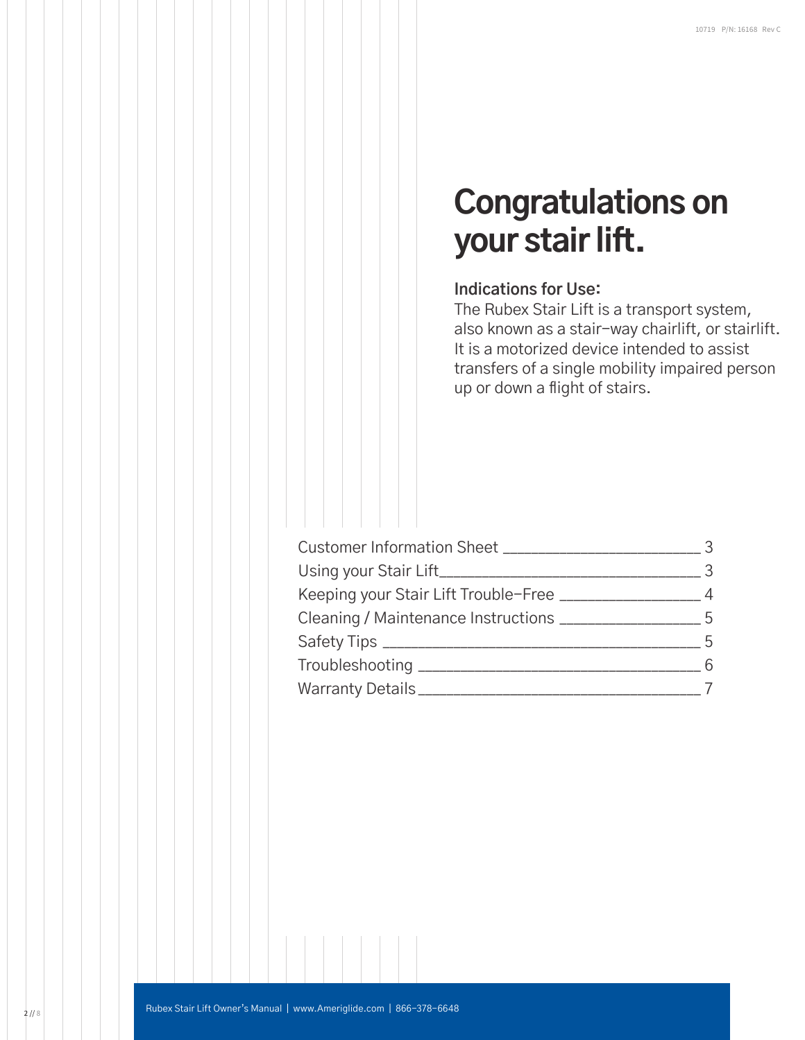# Congratulations on your stair lift.

**Indications for Use:**
The Rubex Stair Lift is a transport system, also known as a stair-way chairlift, or stairlift. It is a motorized device intended to assist transfers of a single mobility impaired person up or down a flight of stairs.

| | |
|---|---|
| Customer Information Sheet | 3 |
| Using your Stair Lift | 3 |
| Keeping your Stair Lift Trouble-Free | 4 |
| Cleaning / Maintenance Instructions | 5 |
| Safety Tips | 5 |
| Troubleshooting | 6 |
| Warranty Details | 7 |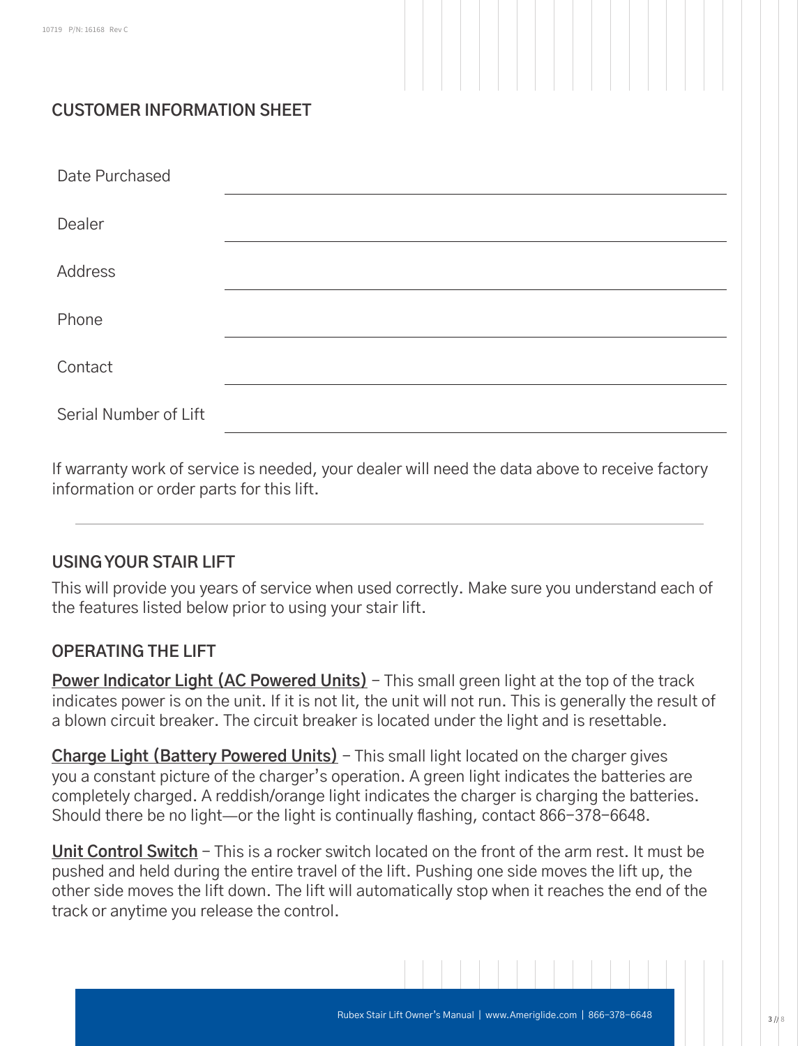## CUSTOMER INFORMATION SHEET

| | |
|---|---|
| Date Purchased | |
| Dealer | |
| Address | |
| Phone | |
| Contact | |
| Serial Number of Lift | |

If warranty work of service is needed, your dealer will need the data above to receive factory information or order parts for this lift.

---

## USING YOUR STAIR LIFT

This will provide you years of service when used correctly. Make sure you understand each of the features listed below prior to using your stair lift.

## OPERATING THE LIFT

**Power Indicator Light (AC Powered Units)** – This small green light at the top of the track indicates power is on the unit. If it is not lit, the unit will not run. This is generally the result of a blown circuit breaker. The circuit breaker is located under the light and is resettable.

**Charge Light (Battery Powered Units)** – This small light located on the charger gives you a constant picture of the charger's operation. A green light indicates the batteries are completely charged. A reddish/orange light indicates the charger is charging the batteries. Should there be no light—or the light is continually flashing, contact 866-378-6648.

**Unit Control Switch** – This is a rocker switch located on the front of the arm rest. It must be pushed and held during the entire travel of the lift. Pushing one side moves the lift up, the other side moves the lift down. The lift will automatically stop when it reaches the end of the track or anytime you release the control.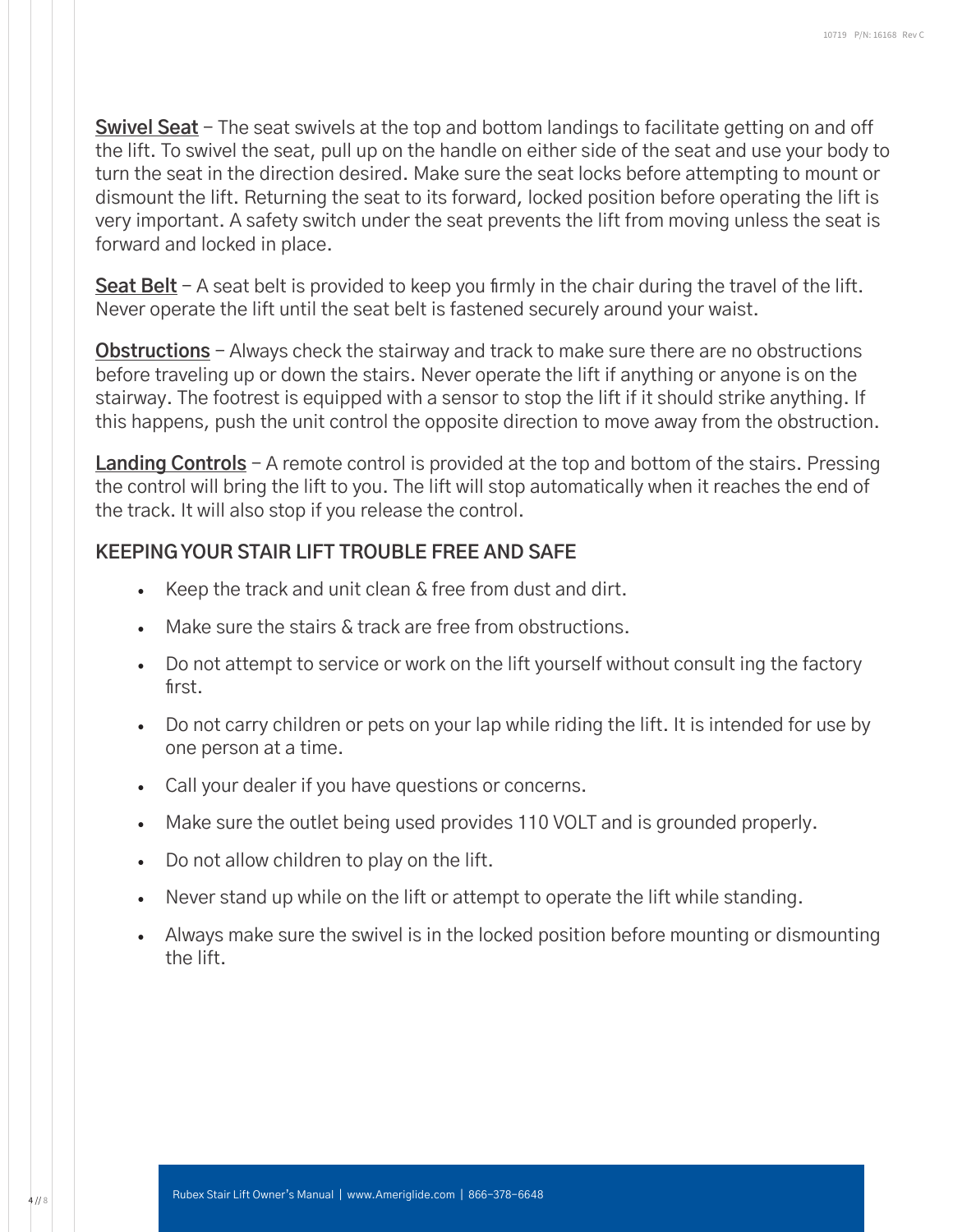**Swivel Seat** – The seat swivels at the top and bottom landings to facilitate getting on and off the lift. To swivel the seat, pull up on the handle on either side of the seat and use your body to turn the seat in the direction desired. Make sure the seat locks before attempting to mount or dismount the lift. Returning the seat to its forward, locked position before operating the lift is very important. A safety switch under the seat prevents the lift from moving unless the seat is forward and locked in place.

**Seat Belt** – A seat belt is provided to keep you firmly in the chair during the travel of the lift. Never operate the lift until the seat belt is fastened securely around your waist.

**Obstructions** – Always check the stairway and track to make sure there are no obstructions before traveling up or down the stairs. Never operate the lift if anything or anyone is on the stairway. The footrest is equipped with a sensor to stop the lift if it should strike anything. If this happens, push the unit control the opposite direction to move away from the obstruction.

**Landing Controls** – A remote control is provided at the top and bottom of the stairs. Pressing the control will bring the lift to you. The lift will stop automatically when it reaches the end of the track. It will also stop if you release the control.

## KEEPING YOUR STAIR LIFT TROUBLE FREE AND SAFE

- Keep the track and unit clean & free from dust and dirt.
- Make sure the stairs & track are free from obstructions.
- Do not attempt to service or work on the lift yourself without consult ing the factory first.
- Do not carry children or pets on your lap while riding the lift. It is intended for use by one person at a time.
- Call your dealer if you have questions or concerns.
- Make sure the outlet being used provides 110 VOLT and is grounded properly.
- Do not allow children to play on the lift.
- Never stand up while on the lift or attempt to operate the lift while standing.
- Always make sure the swivel is in the locked position before mounting or dismounting the lift.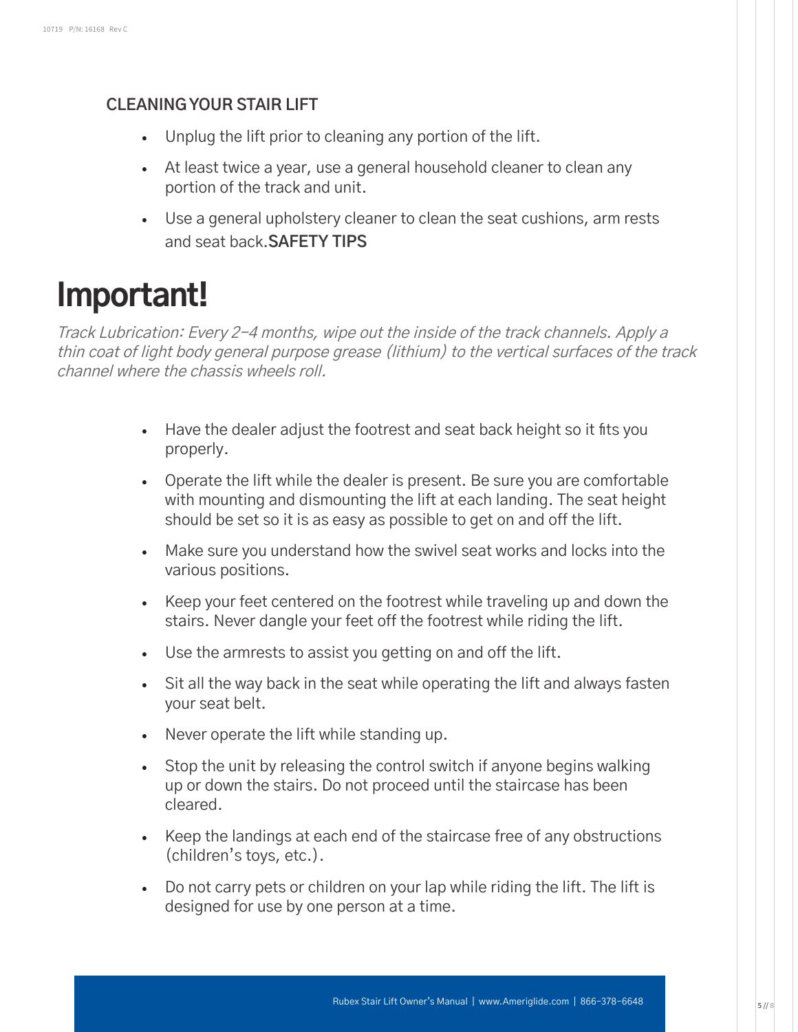## CLEANING YOUR STAIR LIFT

- Unplug the lift prior to cleaning any portion of the lift.
- At least twice a year, use a general household cleaner to clean any portion of the track and unit.
- Use a general upholstery cleaner to clean the seat cushions, arm rests and seat back.**SAFETY TIPS**

# Important!

*Track Lubrication: Every 2–4 months, wipe out the inside of the track channels. Apply a thin coat of light body general purpose grease (lithium) to the vertical surfaces of the track channel where the chassis wheels roll.*

- Have the dealer adjust the footrest and seat back height so it fits you properly.
- Operate the lift while the dealer is present. Be sure you are comfortable with mounting and dismounting the lift at each landing. The seat height should be set so it is as easy as possible to get on and off the lift.
- Make sure you understand how the swivel seat works and locks into the various positions.
- Keep your feet centered on the footrest while traveling up and down the stairs. Never dangle your feet off the footrest while riding the lift.
- Use the armrests to assist you getting on and off the lift.
- Sit all the way back in the seat while operating the lift and always fasten your seat belt.
- Never operate the lift while standing up.
- Stop the unit by releasing the control switch if anyone begins walking up or down the stairs. Do not proceed until the staircase has been cleared.
- Keep the landings at each end of the staircase free of any obstructions (children's toys, etc.).
- Do not carry pets or children on your lap while riding the lift. The lift is designed for use by one person at a time.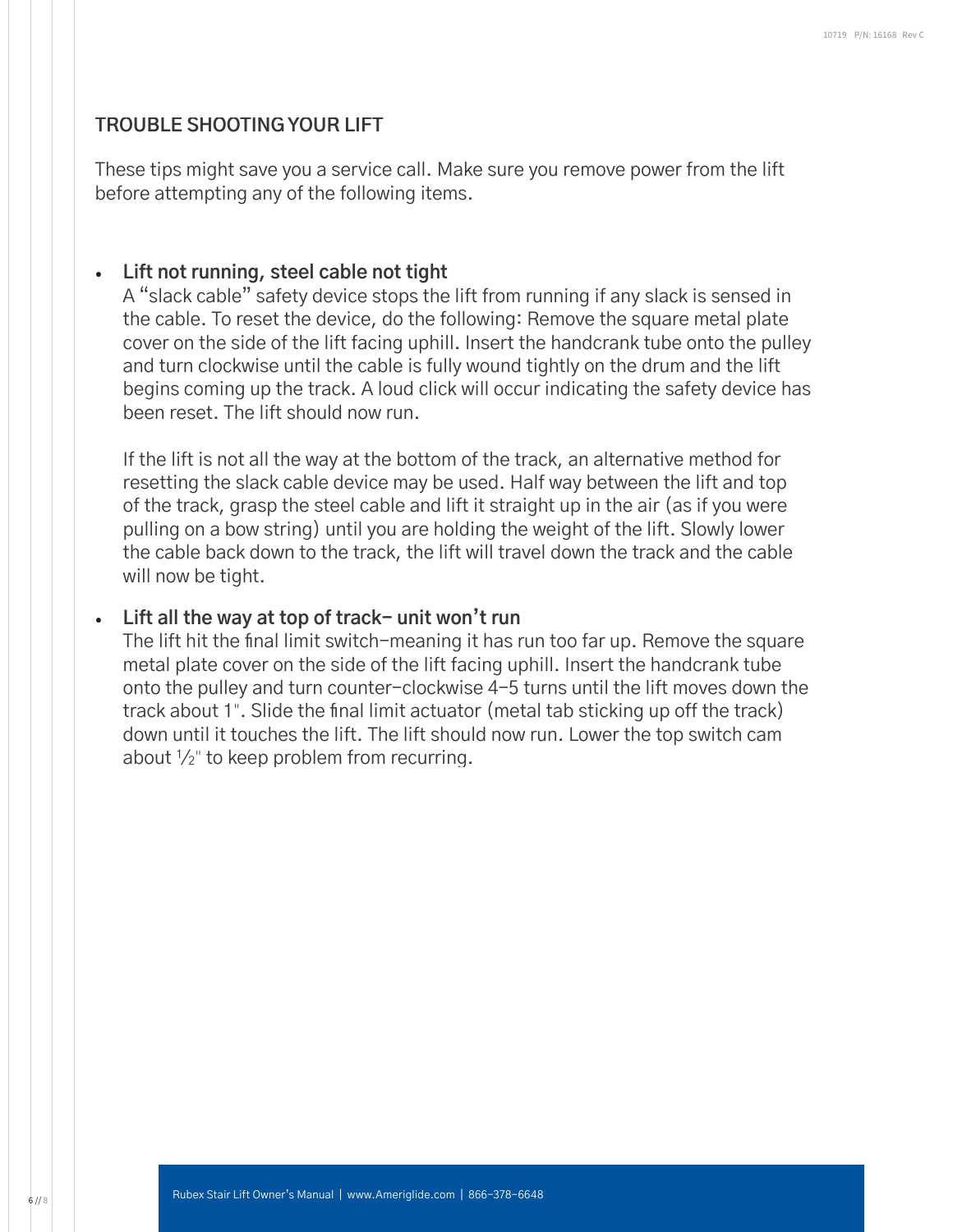## TROUBLE SHOOTING YOUR LIFT

These tips might save you a service call. Make sure you remove power from the lift before attempting any of the following items.

- **Lift not running, steel cable not tight**
  A "slack cable" safety device stops the lift from running if any slack is sensed in the cable. To reset the device, do the following: Remove the square metal plate cover on the side of the lift facing uphill. Insert the handcrank tube onto the pulley and turn clockwise until the cable is fully wound tightly on the drum and the lift begins coming up the track. A loud click will occur indicating the safety device has been reset. The lift should now run.

  If the lift is not all the way at the bottom of the track, an alternative method for resetting the slack cable device may be used. Half way between the lift and top of the track, grasp the steel cable and lift it straight up in the air (as if you were pulling on a bow string) until you are holding the weight of the lift. Slowly lower the cable back down to the track, the lift will travel down the track and the cable will now be tight.

- **Lift all the way at top of track– unit won't run**
  The lift hit the final limit switch–meaning it has run too far up. Remove the square metal plate cover on the side of the lift facing uphill. Insert the handcrank tube onto the pulley and turn counter-clockwise 4–5 turns until the lift moves down the track about 1". Slide the final limit actuator (metal tab sticking up off the track) down until it touches the lift. The lift should now run. Lower the top switch cam about ½" to keep problem from recurring.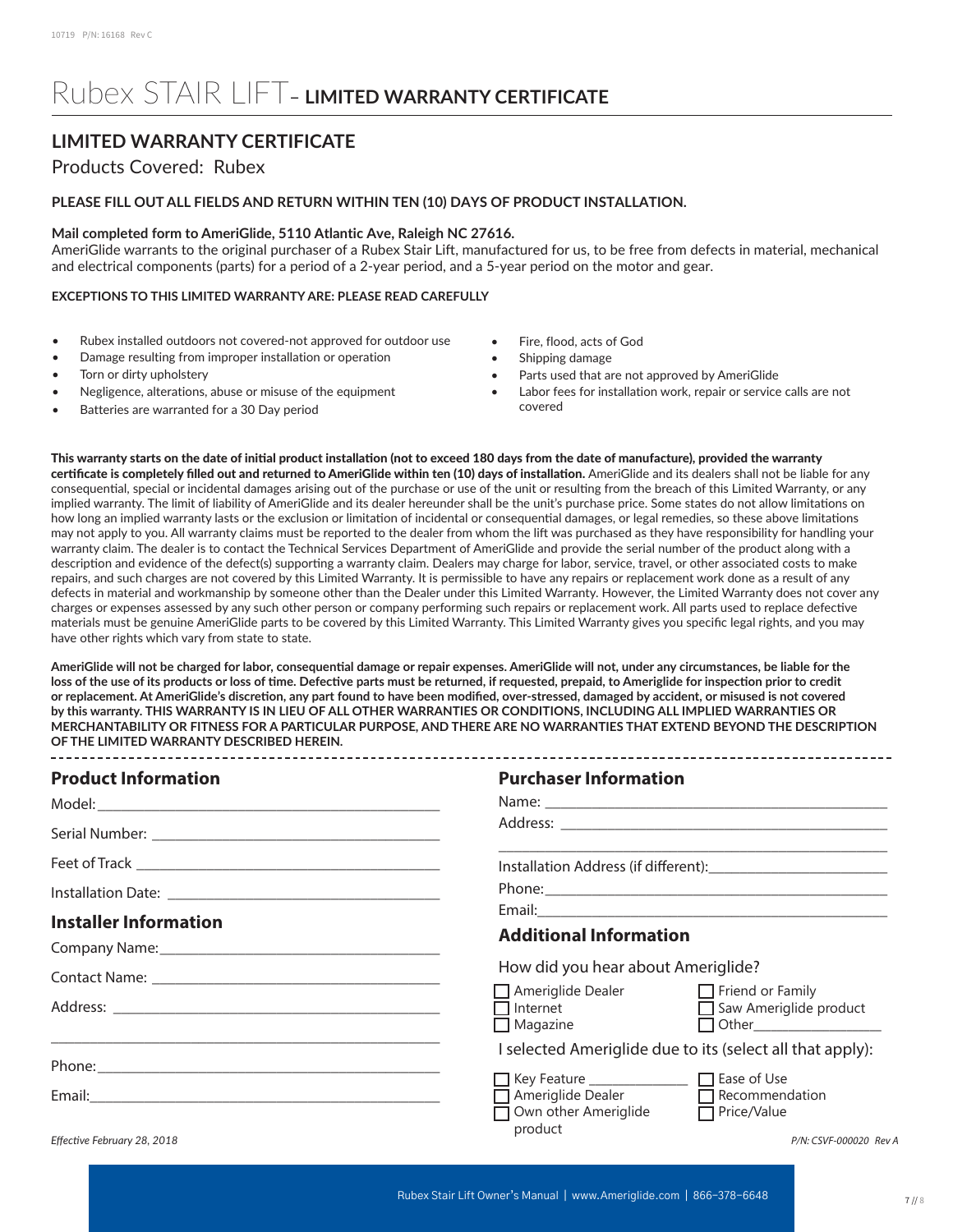# Rubex STAIR LIFT – LIMITED WARRANTY CERTIFICATE

## LIMITED WARRANTY CERTIFICATE

Products Covered: Rubex

**PLEASE FILL OUT ALL FIELDS AND RETURN WITHIN TEN (10) DAYS OF PRODUCT INSTALLATION.**

**Mail completed form to AmeriGlide, 5110 Atlantic Ave, Raleigh NC 27616.**
AmeriGlide warrants to the original purchaser of a Rubex Stair Lift, manufactured for us, to be free from defects in material, mechanical and electrical components (parts) for a period of a 2-year period, and a 5-year period on the motor and gear.

**EXCEPTIONS TO THIS LIMITED WARRANTY ARE: PLEASE READ CAREFULLY**

- Rubex installed outdoors not covered-not approved for outdoor use
- Damage resulting from improper installation or operation
- Torn or dirty upholstery
- Negligence, alterations, abuse or misuse of the equipment
- Batteries are warranted for a 30 Day period
- Fire, flood, acts of God
- Shipping damage
- Parts used that are not approved by AmeriGlide
- Labor fees for installation work, repair or service calls are not covered

**This warranty starts on the date of initial product installation (not to exceed 180 days from the date of manufacture), provided the warranty certificate is completely filled out and returned to AmeriGlide within ten (10) days of installation.** AmeriGlide and its dealers shall not be liable for any consequential, special or incidental damages arising out of the purchase or use of the unit or resulting from the breach of this Limited Warranty, or any implied warranty. The limit of liability of AmeriGlide and its dealer hereunder shall be the unit's purchase price. Some states do not allow limitations on how long an implied warranty lasts or the exclusion or limitation of incidental or consequential damages, or legal remedies, so these above limitations may not apply to you. All warranty claims must be reported to the dealer from whom the lift was purchased as they have responsibility for handling your warranty claim. The dealer is to contact the Technical Services Department of AmeriGlide and provide the serial number of the product along with a description and evidence of the defect(s) supporting a warranty claim. Dealers may charge for labor, service, travel, or other associated costs to make repairs, and such charges are not covered by this Limited Warranty. It is permissible to have any repairs or replacement work done as a result of any defects in material and workmanship by someone other than the Dealer under this Limited Warranty. However, the Limited Warranty does not cover any charges or expenses assessed by any such other person or company performing such repairs or replacement work. All parts used to replace defective materials must be genuine AmeriGlide parts to be covered by this Limited Warranty. This Limited Warranty gives you specific legal rights, and you may have other rights which vary from state to state.

**AmeriGlide will not be charged for labor, consequential damage or repair expenses. AmeriGlide will not, under any circumstances, be liable for the loss of the use of its products or loss of time. Defective parts must be returned, if requested, prepaid, to Ameriglide for inspection prior to credit or replacement. At AmeriGlide's discretion, any part found to have been modified, over-stressed, damaged by accident, or misused is not covered by this warranty. THIS WARRANTY IS IN LIEU OF ALL OTHER WARRANTIES OR CONDITIONS, INCLUDING ALL IMPLIED WARRANTIES OR MERCHANTABILITY OR FITNESS FOR A PARTICULAR PURPOSE, AND THERE ARE NO WARRANTIES THAT EXTEND BEYOND THE DESCRIPTION OF THE LIMITED WARRANTY DESCRIBED HEREIN.**

---

### Product Information

Model: ____________________

Serial Number: ____________________

Feet of Track ____________________

Installation Date: ____________________

### Installer Information

Company Name: ____________________

Contact Name: ____________________

Address: ____________________

____________________

Phone: ____________________

Email: ____________________

### Purchaser Information

Name: ____________________

Address: ____________________

____________________

Installation Address (if different): ____________________

Phone: ____________________

Email: ____________________

### Additional Information

How did you hear about Ameriglide?

- ☐ Ameriglide Dealer
- ☐ Internet
- ☐ Magazine
- ☐ Friend or Family
- ☐ Saw Ameriglide product
- ☐ Other____________

I selected Ameriglide due to its (select all that apply):

- ☐ Key Feature ____________
- ☐ Ameriglide Dealer
- ☐ Own other Ameriglide product
- ☐ Ease of Use
- ☐ Recommendation
- ☐ Price/Value

*Effective February 28, 2018*

*P/N: CSVF-000020 Rev A*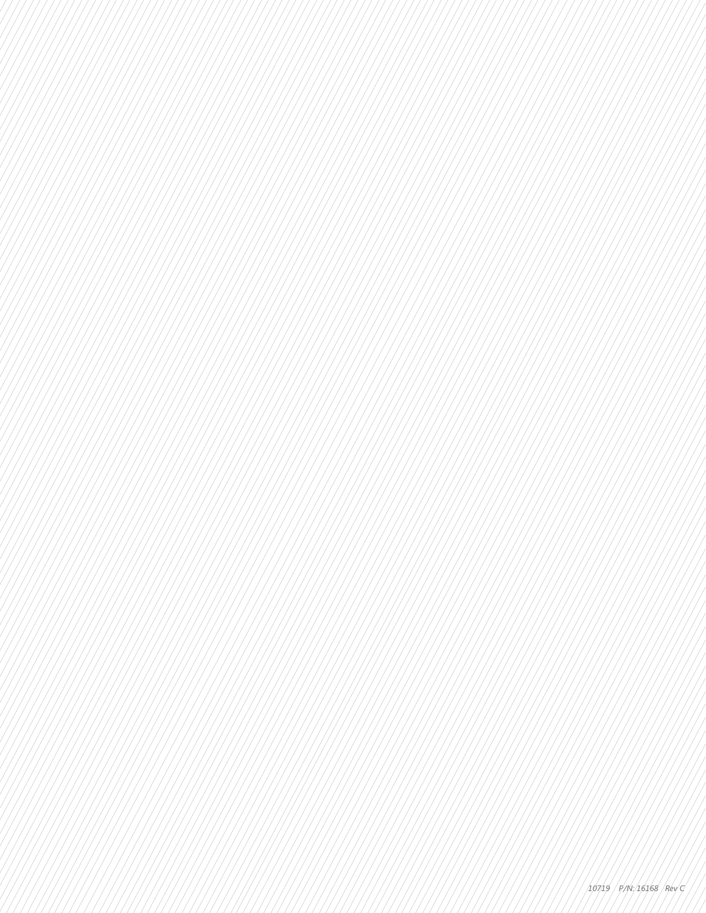10719 P/N: 16168 Rev C